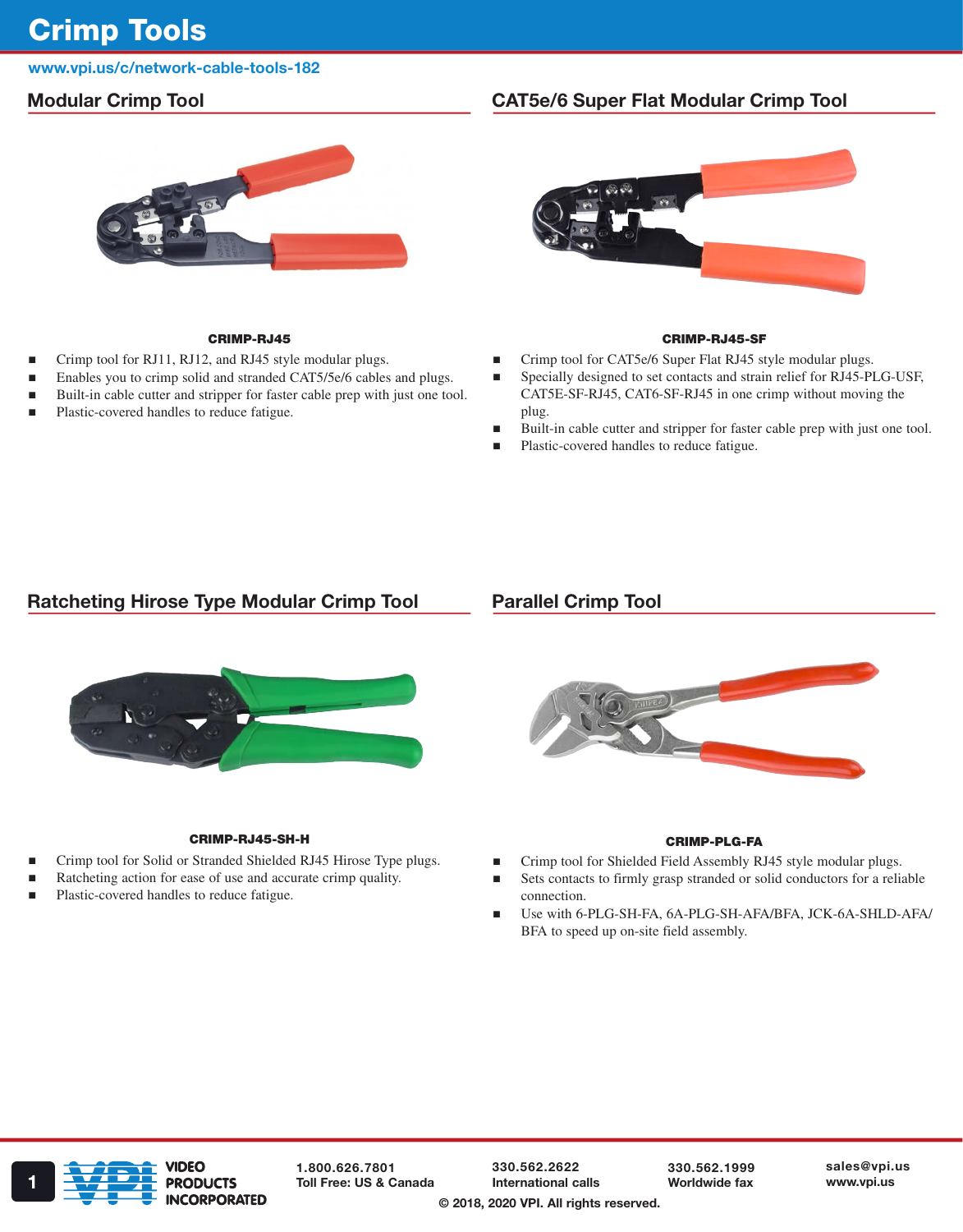# Crimp Tools

www.vpi.us/c/network-cable-tools-182

## Modular Crimp Tool

**CRIMP-RJ45**

- Crimp tool for RJ11, RJ12, and RJ45 style modular plugs.
- Enables you to crimp solid and stranded CAT5/5e/6 cables and plugs.
- Built-in cable cutter and stripper for faster cable prep with just one tool.
- Plastic-covered handles to reduce fatigue.

## CAT5e/6 Super Flat Modular Crimp Tool

**CRIMP-RJ45-SF**

- Crimp tool for CAT5e/6 Super Flat RJ45 style modular plugs.
- Specially designed to set contacts and strain relief for RJ45-PLG-USF, CAT5E-SF-RJ45, CAT6-SF-RJ45 in one crimp without moving the plug.
- Built-in cable cutter and stripper for faster cable prep with just one tool.
- Plastic-covered handles to reduce fatigue.

## Ratcheting Hirose Type Modular Crimp Tool

**CRIMP-RJ45-SH-H**

- Crimp tool for Solid or Stranded Shielded RJ45 Hirose Type plugs.
- Ratcheting action for ease of use and accurate crimp quality.
- Plastic-covered handles to reduce fatigue.

## Parallel Crimp Tool

**CRIMP-PLG-FA**

- Crimp tool for Shielded Field Assembly RJ45 style modular plugs.
- Sets contacts to firmly grasp stranded or solid conductors for a reliable connection.
- Use with 6-PLG-SH-FA, 6A-PLG-SH-AFA/BFA, JCK-6A-SHLD-AFA/BFA to speed up on-site field assembly.

VIDEO PRODUCTS INCORPORATED

1.800.626.7801 Toll Free: US & Canada

330.562.2622 International calls

330.562.1999 Worldwide fax

sales@vpi.us www.vpi.us

© 2018, 2020 VPI. All rights reserved.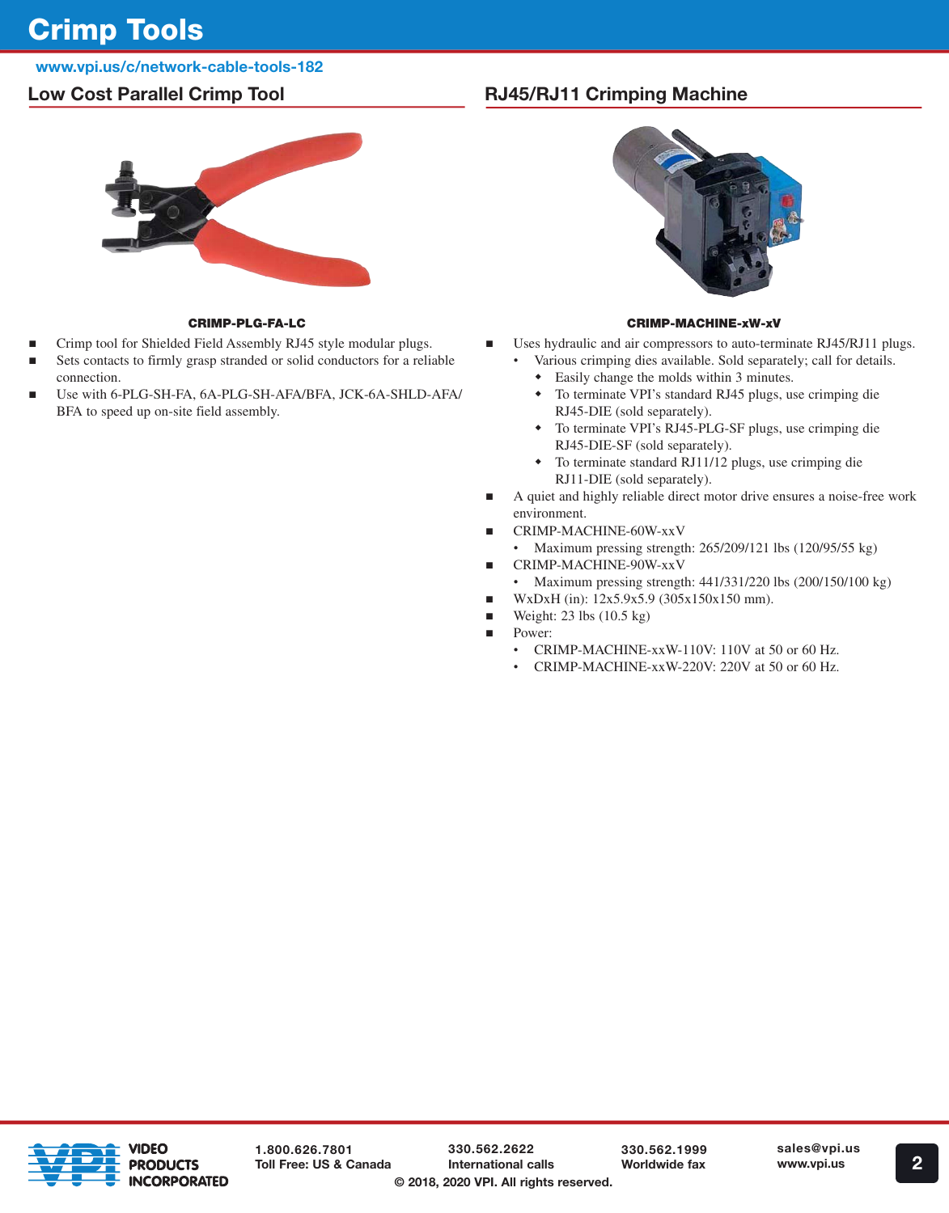# Crimp Tools

www.vpi.us/c/network-cable-tools-182

## Low Cost Parallel Crimp Tool

**CRIMP-PLG-FA-LC**

- Crimp tool for Shielded Field Assembly RJ45 style modular plugs.
- Sets contacts to firmly grasp stranded or solid conductors for a reliable connection.
- Use with 6-PLG-SH-FA, 6A-PLG-SH-AFA/BFA, JCK-6A-SHLD-AFA/BFA to speed up on-site field assembly.

## RJ45/RJ11 Crimping Machine

**CRIMP-MACHINE-xW-xV**

- Uses hydraulic and air compressors to auto-terminate RJ45/RJ11 plugs.
  - Various crimping dies available. Sold separately; call for details.
    - Easily change the molds within 3 minutes.
    - To terminate VPI's standard RJ45 plugs, use crimping die RJ45-DIE (sold separately).
    - To terminate VPI's RJ45-PLG-SF plugs, use crimping die RJ45-DIE-SF (sold separately).
    - To terminate standard RJ11/12 plugs, use crimping die RJ11-DIE (sold separately).
- A quiet and highly reliable direct motor drive ensures a noise-free work environment.
- CRIMP-MACHINE-60W-xxV
  - Maximum pressing strength: 265/209/121 lbs (120/95/55 kg)
- CRIMP-MACHINE-90W-xxV
  - Maximum pressing strength: 441/331/220 lbs (200/150/100 kg)
- WxDxH (in): 12x5.9x5.9 (305x150x150 mm).
- Weight: 23 lbs (10.5 kg)
- Power:
  - CRIMP-MACHINE-xxW-110V: 110V at 50 or 60 Hz.
  - CRIMP-MACHINE-xxW-220V: 220V at 50 or 60 Hz.

VIDEO PRODUCTS INCORPORATED

1.800.626.7801 Toll Free: US & Canada | 330.562.2622 International calls | 330.562.1999 Worldwide fax | sales@vpi.us www.vpi.us

© 2018, 2020 VPI. All rights reserved.